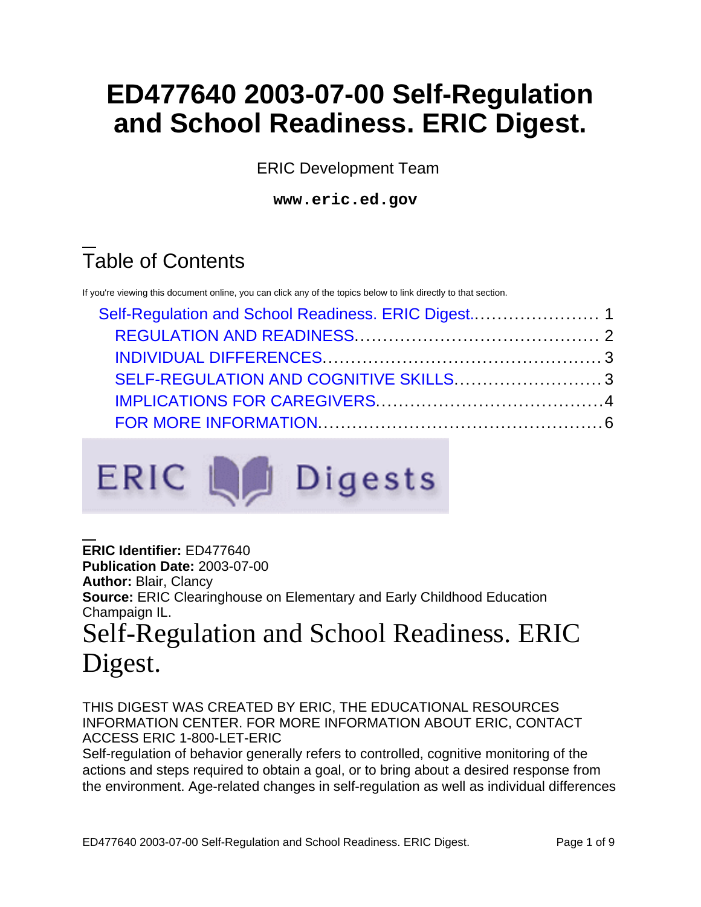# ED477640 2003-07-00 Self-Regulation and School Readiness. ERIC Digest.

ERIC Development Team

**www.eric.ed.gov**

## Table of Contents

If you're viewing this document online, you can click any of the topics below to link directly to that section.

- Self-Regulation and School Readiness. ERIC Digest....................... 1
  - REGULATION AND READINESS........................................... 2
  - INDIVIDUAL DIFFERENCES................................................ 3
  - SELF-REGULATION AND COGNITIVE SKILLS.......................... 3
  - IMPLICATIONS FOR CAREGIVERS........................................4
  - FOR MORE INFORMATION.................................................6

**ERIC Identifier:** ED477640
**Publication Date:** 2003-07-00
**Author:** Blair, Clancy
**Source:** ERIC Clearinghouse on Elementary and Early Childhood Education Champaign IL.

# Self-Regulation and School Readiness. ERIC Digest.

THIS DIGEST WAS CREATED BY ERIC, THE EDUCATIONAL RESOURCES INFORMATION CENTER. FOR MORE INFORMATION ABOUT ERIC, CONTACT ACCESS ERIC 1-800-LET-ERIC

Self-regulation of behavior generally refers to controlled, cognitive monitoring of the actions and steps required to obtain a goal, or to bring about a desired response from the environment. Age-related changes in self-regulation as well as individual differences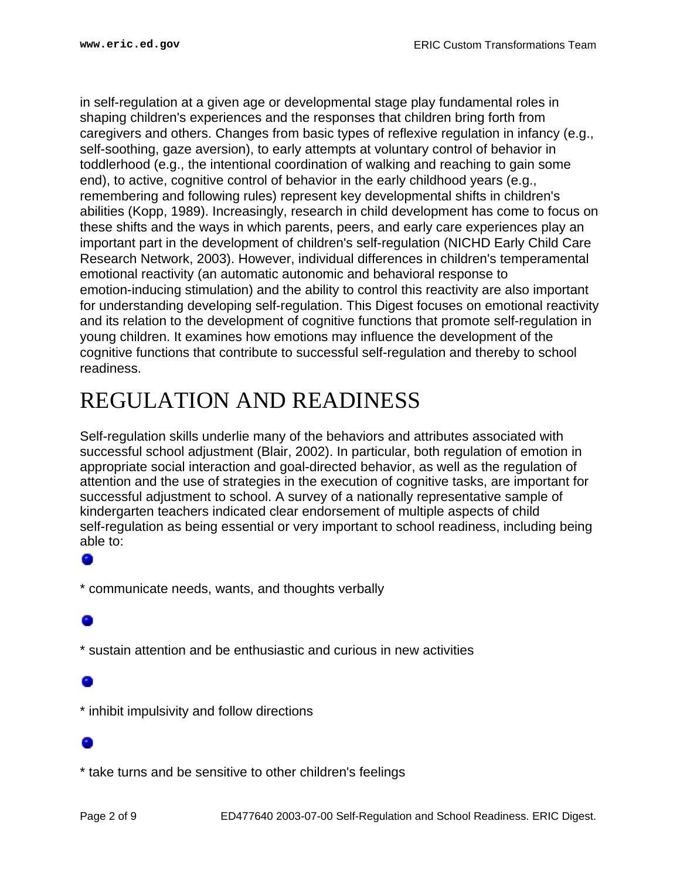in self-regulation at a given age or developmental stage play fundamental roles in shaping children's experiences and the responses that children bring forth from caregivers and others. Changes from basic types of reflexive regulation in infancy (e.g., self-soothing, gaze aversion), to early attempts at voluntary control of behavior in toddlerhood (e.g., the intentional coordination of walking and reaching to gain some end), to active, cognitive control of behavior in the early childhood years (e.g., remembering and following rules) represent key developmental shifts in children's abilities (Kopp, 1989). Increasingly, research in child development has come to focus on these shifts and the ways in which parents, peers, and early care experiences play an important part in the development of children's self-regulation (NICHD Early Child Care Research Network, 2003). However, individual differences in children's temperamental emotional reactivity (an automatic autonomic and behavioral response to emotion-inducing stimulation) and the ability to control this reactivity are also important for understanding developing self-regulation. This Digest focuses on emotional reactivity and its relation to the development of cognitive functions that promote self-regulation in young children. It examines how emotions may influence the development of the cognitive functions that contribute to successful self-regulation and thereby to school readiness.

# REGULATION AND READINESS

Self-regulation skills underlie many of the behaviors and attributes associated with successful school adjustment (Blair, 2002). In particular, both regulation of emotion in appropriate social interaction and goal-directed behavior, as well as the regulation of attention and the use of strategies in the execution of cognitive tasks, are important for successful adjustment to school. A survey of a nationally representative sample of kindergarten teachers indicated clear endorsement of multiple aspects of child self-regulation as being essential or very important to school readiness, including being able to:

- * communicate needs, wants, and thoughts verbally
- * sustain attention and be enthusiastic and curious in new activities
- * inhibit impulsivity and follow directions
- * take turns and be sensitive to other children's feelings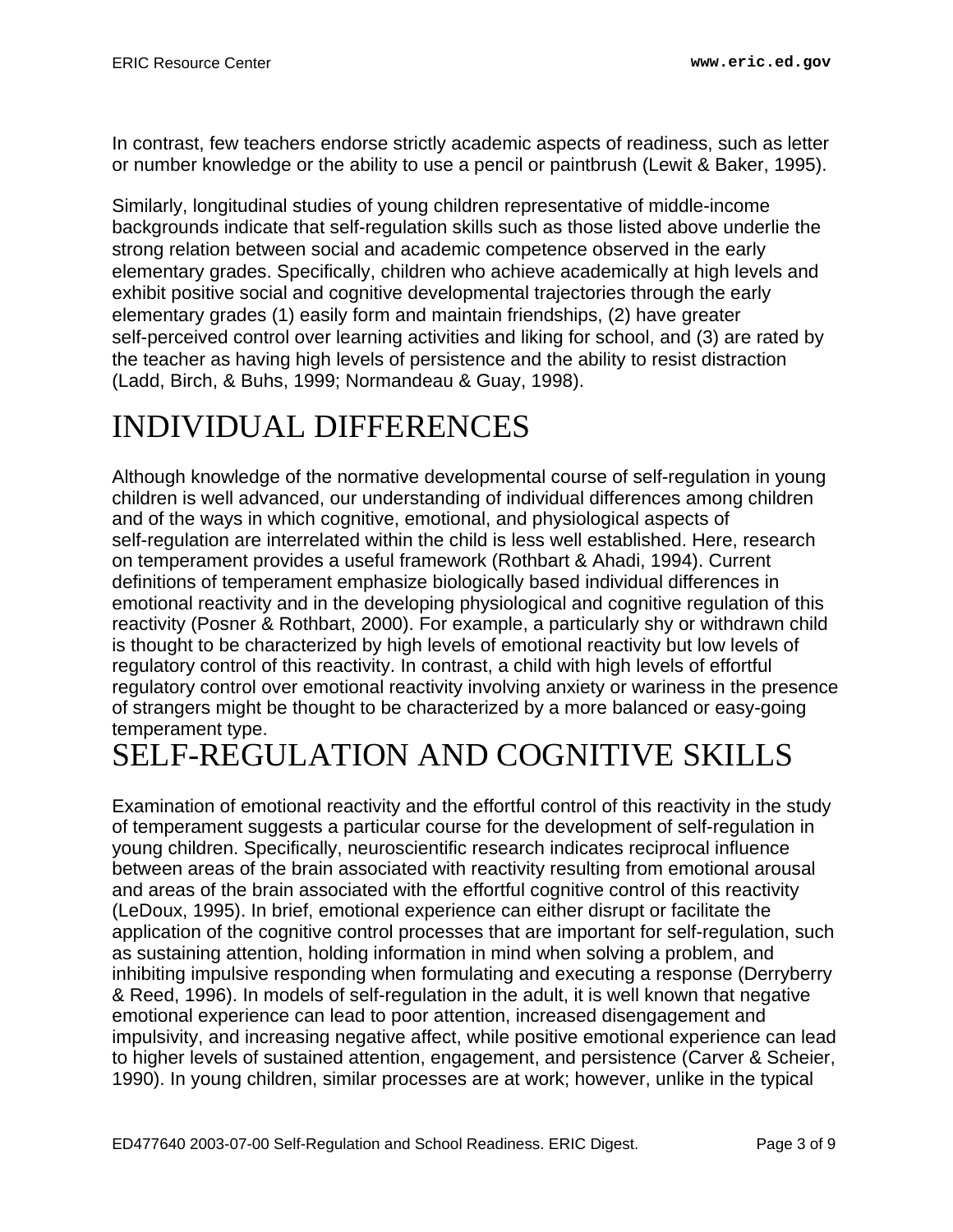In contrast, few teachers endorse strictly academic aspects of readiness, such as letter or number knowledge or the ability to use a pencil or paintbrush (Lewit & Baker, 1995).

Similarly, longitudinal studies of young children representative of middle-income backgrounds indicate that self-regulation skills such as those listed above underlie the strong relation between social and academic competence observed in the early elementary grades. Specifically, children who achieve academically at high levels and exhibit positive social and cognitive developmental trajectories through the early elementary grades (1) easily form and maintain friendships, (2) have greater self-perceived control over learning activities and liking for school, and (3) are rated by the teacher as having high levels of persistence and the ability to resist distraction (Ladd, Birch, & Buhs, 1999; Normandeau & Guay, 1998).

# INDIVIDUAL DIFFERENCES

Although knowledge of the normative developmental course of self-regulation in young children is well advanced, our understanding of individual differences among children and of the ways in which cognitive, emotional, and physiological aspects of self-regulation are interrelated within the child is less well established. Here, research on temperament provides a useful framework (Rothbart & Ahadi, 1994). Current definitions of temperament emphasize biologically based individual differences in emotional reactivity and in the developing physiological and cognitive regulation of this reactivity (Posner & Rothbart, 2000). For example, a particularly shy or withdrawn child is thought to be characterized by high levels of emotional reactivity but low levels of regulatory control of this reactivity. In contrast, a child with high levels of effortful regulatory control over emotional reactivity involving anxiety or wariness in the presence of strangers might be thought to be characterized by a more balanced or easy-going temperament type.

# SELF-REGULATION AND COGNITIVE SKILLS

Examination of emotional reactivity and the effortful control of this reactivity in the study of temperament suggests a particular course for the development of self-regulation in young children. Specifically, neuroscientific research indicates reciprocal influence between areas of the brain associated with reactivity resulting from emotional arousal and areas of the brain associated with the effortful cognitive control of this reactivity (LeDoux, 1995). In brief, emotional experience can either disrupt or facilitate the application of the cognitive control processes that are important for self-regulation, such as sustaining attention, holding information in mind when solving a problem, and inhibiting impulsive responding when formulating and executing a response (Derryberry & Reed, 1996). In models of self-regulation in the adult, it is well known that negative emotional experience can lead to poor attention, increased disengagement and impulsivity, and increasing negative affect, while positive emotional experience can lead to higher levels of sustained attention, engagement, and persistence (Carver & Scheier, 1990). In young children, similar processes are at work; however, unlike in the typical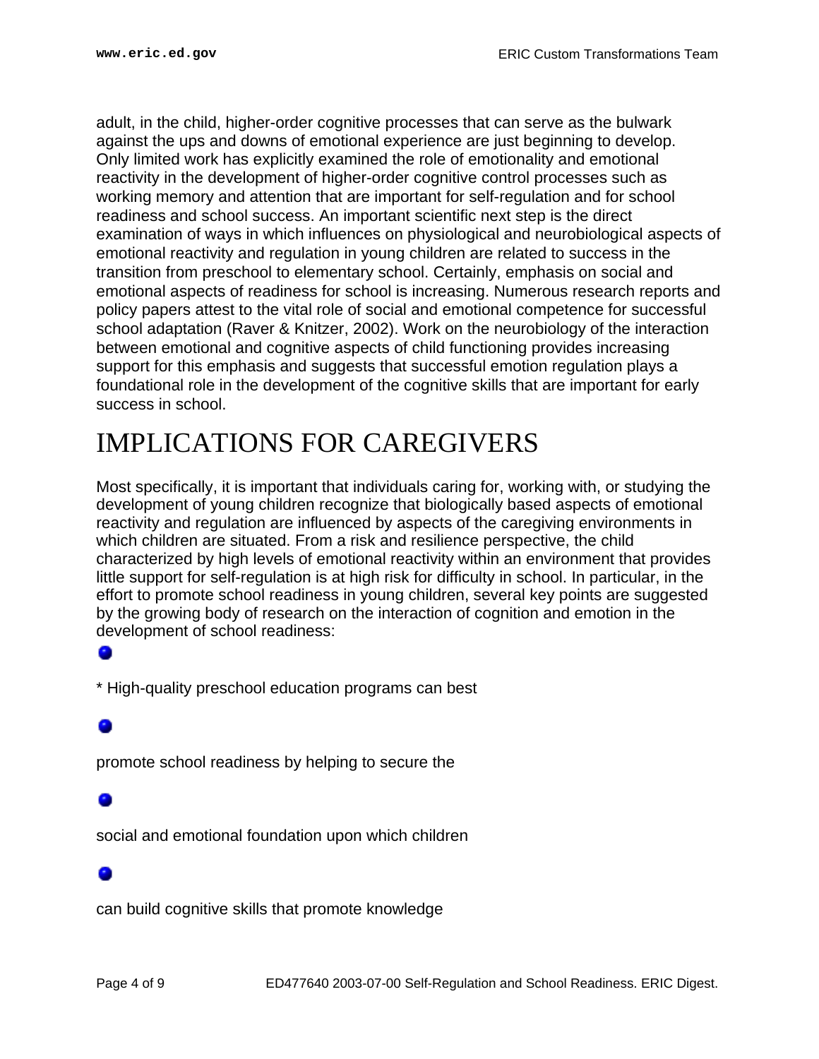adult, in the child, higher-order cognitive processes that can serve as the bulwark against the ups and downs of emotional experience are just beginning to develop. Only limited work has explicitly examined the role of emotionality and emotional reactivity in the development of higher-order cognitive control processes such as working memory and attention that are important for self-regulation and for school readiness and school success. An important scientific next step is the direct examination of ways in which influences on physiological and neurobiological aspects of emotional reactivity and regulation in young children are related to success in the transition from preschool to elementary school. Certainly, emphasis on social and emotional aspects of readiness for school is increasing. Numerous research reports and policy papers attest to the vital role of social and emotional competence for successful school adaptation (Raver & Knitzer, 2002). Work on the neurobiology of the interaction between emotional and cognitive aspects of child functioning provides increasing support for this emphasis and suggests that successful emotion regulation plays a foundational role in the development of the cognitive skills that are important for early success in school.

# IMPLICATIONS FOR CAREGIVERS

Most specifically, it is important that individuals caring for, working with, or studying the development of young children recognize that biologically based aspects of emotional reactivity and regulation are influenced by aspects of the caregiving environments in which children are situated. From a risk and resilience perspective, the child characterized by high levels of emotional reactivity within an environment that provides little support for self-regulation is at high risk for difficulty in school. In particular, in the effort to promote school readiness in young children, several key points are suggested by the growing body of research on the interaction of cognition and emotion in the development of school readiness:

- * High-quality preschool education programs can best
- promote school readiness by helping to secure the
- social and emotional foundation upon which children
- can build cognitive skills that promote knowledge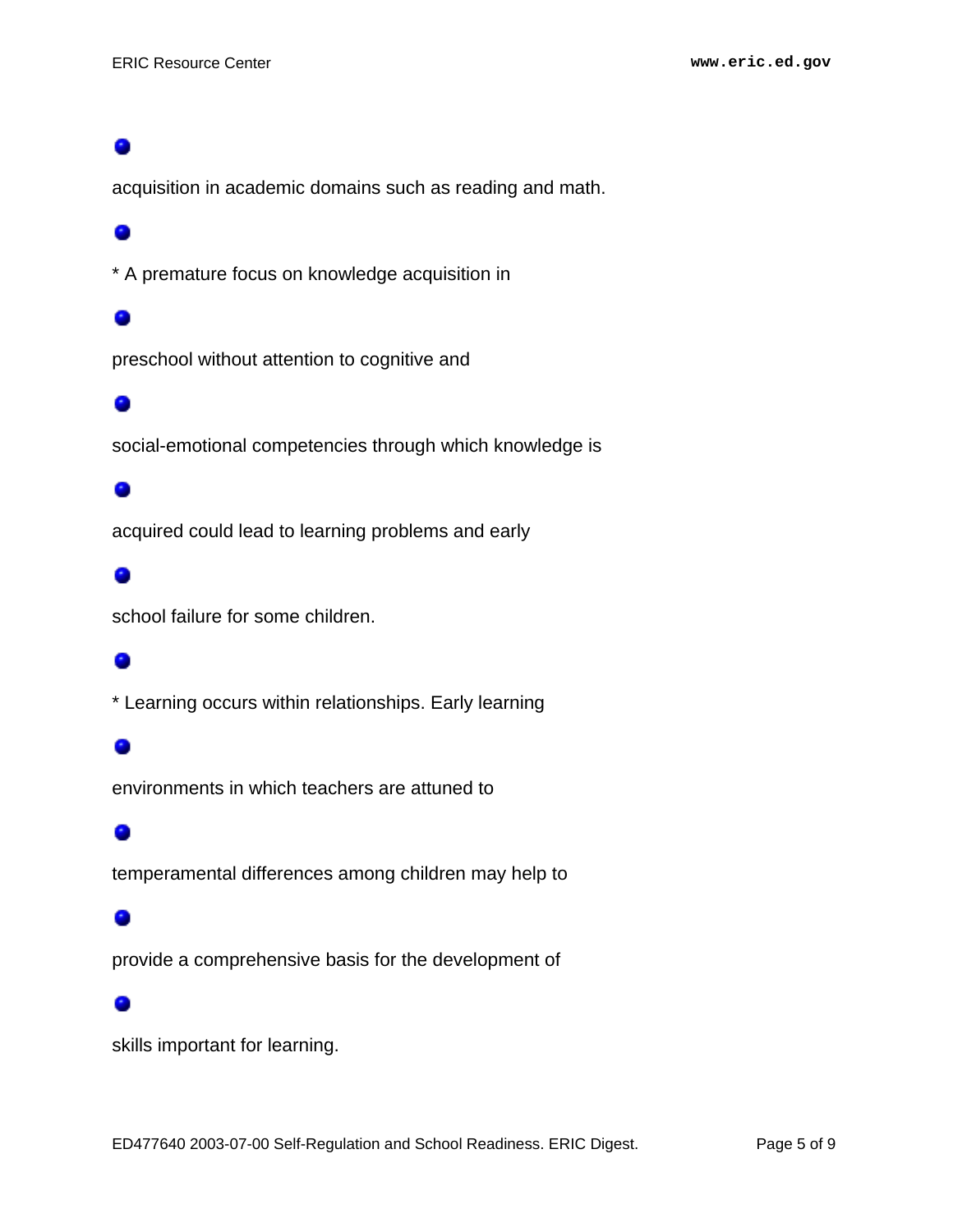acquisition in academic domains such as reading and math.

* A premature focus on knowledge acquisition in

preschool without attention to cognitive and

social-emotional competencies through which knowledge is

acquired could lead to learning problems and early

school failure for some children.

* Learning occurs within relationships. Early learning

environments in which teachers are attuned to

temperamental differences among children may help to

provide a comprehensive basis for the development of

skills important for learning.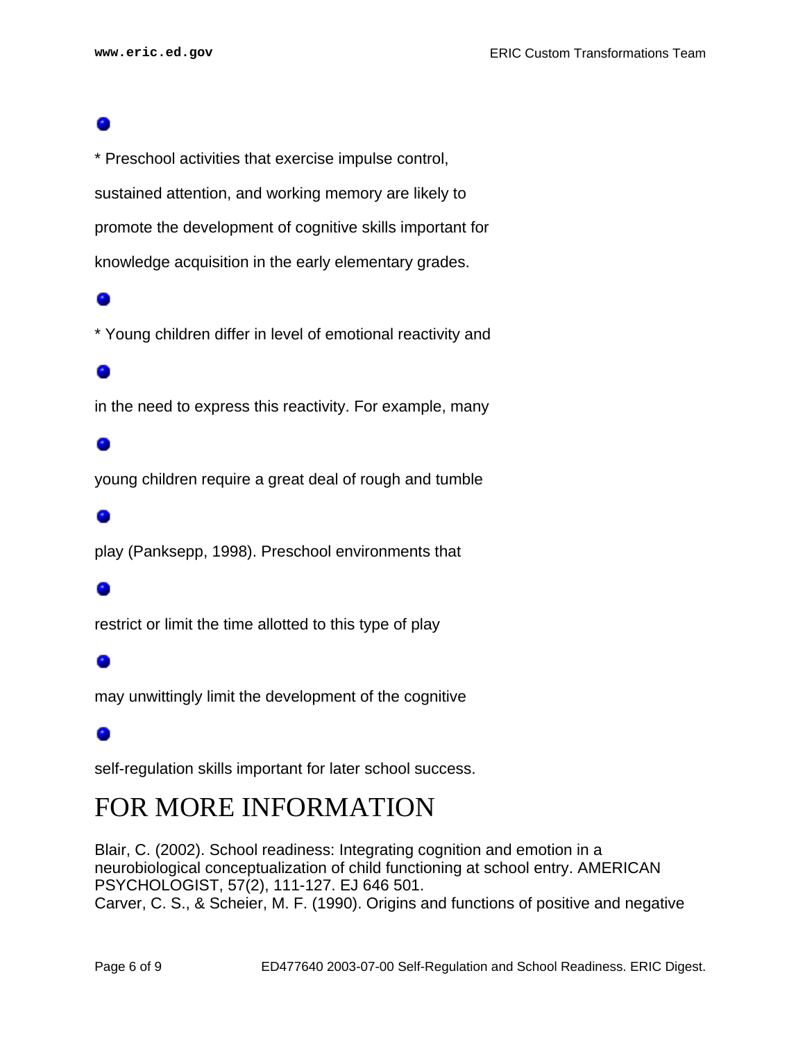* Preschool activities that exercise impulse control, sustained attention, and working memory are likely to promote the development of cognitive skills important for knowledge acquisition in the early elementary grades.

* Young children differ in level of emotional reactivity and in the need to express this reactivity. For example, many young children require a great deal of rough and tumble play (Panksepp, 1998). Preschool environments that restrict or limit the time allotted to this type of play may unwittingly limit the development of the cognitive self-regulation skills important for later school success.

# FOR MORE INFORMATION

Blair, C. (2002). School readiness: Integrating cognition and emotion in a neurobiological conceptualization of child functioning at school entry. AMERICAN PSYCHOLOGIST, 57(2), 111-127. EJ 646 501.

Carver, C. S., & Scheier, M. F. (1990). Origins and functions of positive and negative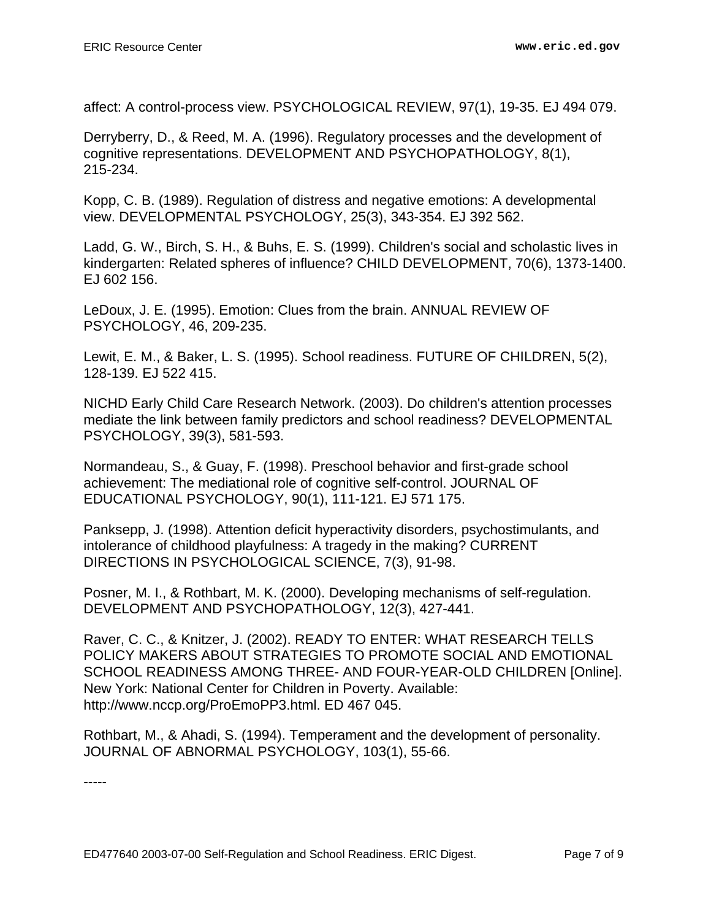affect: A control-process view. PSYCHOLOGICAL REVIEW, 97(1), 19-35. EJ 494 079.

Derryberry, D., & Reed, M. A. (1996). Regulatory processes and the development of cognitive representations. DEVELOPMENT AND PSYCHOPATHOLOGY, 8(1), 215-234.

Kopp, C. B. (1989). Regulation of distress and negative emotions: A developmental view. DEVELOPMENTAL PSYCHOLOGY, 25(3), 343-354. EJ 392 562.

Ladd, G. W., Birch, S. H., & Buhs, E. S. (1999). Children's social and scholastic lives in kindergarten: Related spheres of influence? CHILD DEVELOPMENT, 70(6), 1373-1400. EJ 602 156.

LeDoux, J. E. (1995). Emotion: Clues from the brain. ANNUAL REVIEW OF PSYCHOLOGY, 46, 209-235.

Lewit, E. M., & Baker, L. S. (1995). School readiness. FUTURE OF CHILDREN, 5(2), 128-139. EJ 522 415.

NICHD Early Child Care Research Network. (2003). Do children's attention processes mediate the link between family predictors and school readiness? DEVELOPMENTAL PSYCHOLOGY, 39(3), 581-593.

Normandeau, S., & Guay, F. (1998). Preschool behavior and first-grade school achievement: The mediational role of cognitive self-control. JOURNAL OF EDUCATIONAL PSYCHOLOGY, 90(1), 111-121. EJ 571 175.

Panksepp, J. (1998). Attention deficit hyperactivity disorders, psychostimulants, and intolerance of childhood playfulness: A tragedy in the making? CURRENT DIRECTIONS IN PSYCHOLOGICAL SCIENCE, 7(3), 91-98.

Posner, M. I., & Rothbart, M. K. (2000). Developing mechanisms of self-regulation. DEVELOPMENT AND PSYCHOPATHOLOGY, 12(3), 427-441.

Raver, C. C., & Knitzer, J. (2002). READY TO ENTER: WHAT RESEARCH TELLS POLICY MAKERS ABOUT STRATEGIES TO PROMOTE SOCIAL AND EMOTIONAL SCHOOL READINESS AMONG THREE- AND FOUR-YEAR-OLD CHILDREN [Online]. New York: National Center for Children in Poverty. Available: http://www.nccp.org/ProEmoPP3.html. ED 467 045.

Rothbart, M., & Ahadi, S. (1994). Temperament and the development of personality. JOURNAL OF ABNORMAL PSYCHOLOGY, 103(1), 55-66.

-----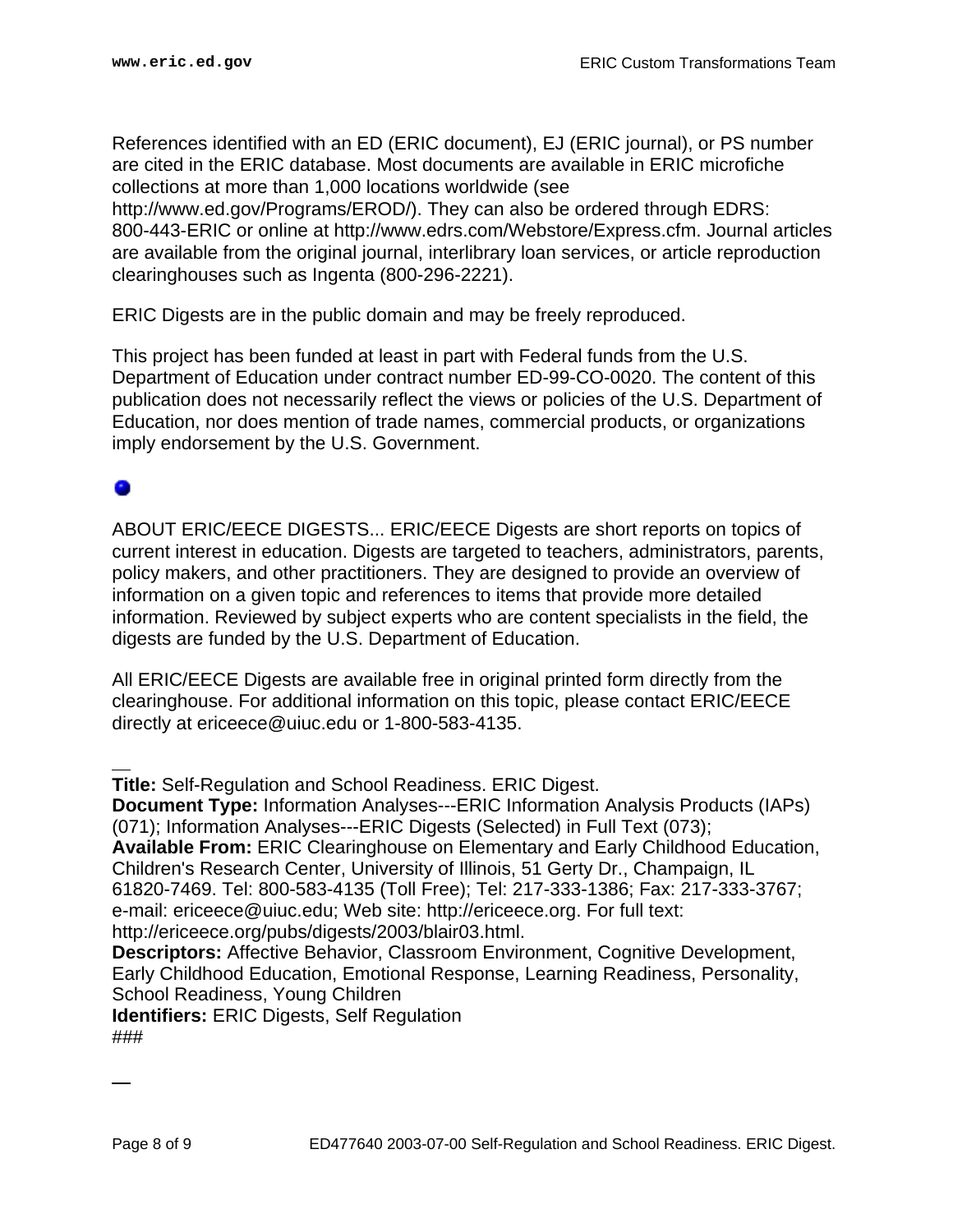References identified with an ED (ERIC document), EJ (ERIC journal), or PS number are cited in the ERIC database. Most documents are available in ERIC microfiche collections at more than 1,000 locations worldwide (see http://www.ed.gov/Programs/EROD/). They can also be ordered through EDRS: 800-443-ERIC or online at http://www.edrs.com/Webstore/Express.cfm. Journal articles are available from the original journal, interlibrary loan services, or article reproduction clearinghouses such as Ingenta (800-296-2221).

ERIC Digests are in the public domain and may be freely reproduced.

This project has been funded at least in part with Federal funds from the U.S. Department of Education under contract number ED-99-CO-0020. The content of this publication does not necessarily reflect the views or policies of the U.S. Department of Education, nor does mention of trade names, commercial products, or organizations imply endorsement by the U.S. Government.

ABOUT ERIC/EECE DIGESTS... ERIC/EECE Digests are short reports on topics of current interest in education. Digests are targeted to teachers, administrators, parents, policy makers, and other practitioners. They are designed to provide an overview of information on a given topic and references to items that provide more detailed information. Reviewed by subject experts who are content specialists in the field, the digests are funded by the U.S. Department of Education.

All ERIC/EECE Digests are available free in original printed form directly from the clearinghouse. For additional information on this topic, please contact ERIC/EECE directly at ericeece@uiuc.edu or 1-800-583-4135.

---

**Title:** Self-Regulation and School Readiness. ERIC Digest.
**Document Type:** Information Analyses---ERIC Information Analysis Products (IAPs) (071); Information Analyses---ERIC Digests (Selected) in Full Text (073);
**Available From:** ERIC Clearinghouse on Elementary and Early Childhood Education, Children's Research Center, University of Illinois, 51 Gerty Dr., Champaign, IL 61820-7469. Tel: 800-583-4135 (Toll Free); Tel: 217-333-1386; Fax: 217-333-3767; e-mail: ericeece@uiuc.edu; Web site: http://ericeece.org. For full text: http://ericeece.org/pubs/digests/2003/blair03.html.
**Descriptors:** Affective Behavior, Classroom Environment, Cognitive Development, Early Childhood Education, Emotional Response, Learning Readiness, Personality, School Readiness, Young Children
**Identifiers:** ERIC Digests, Self Regulation
###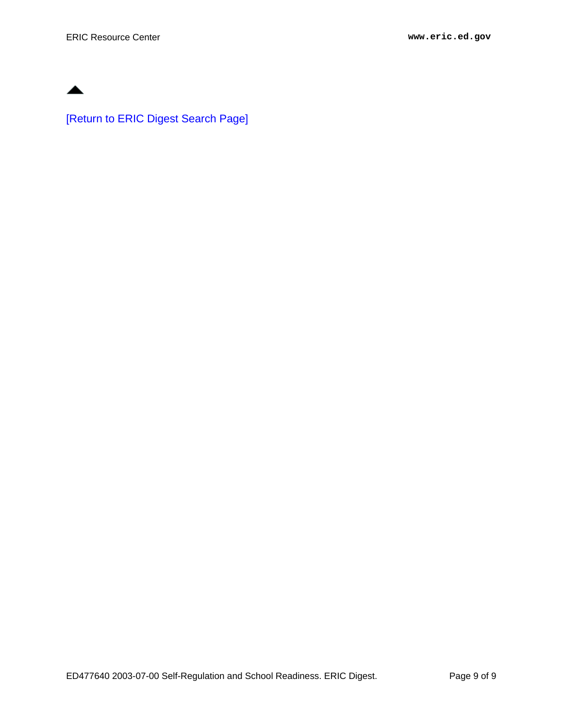[Return to ERIC Digest Search Page]